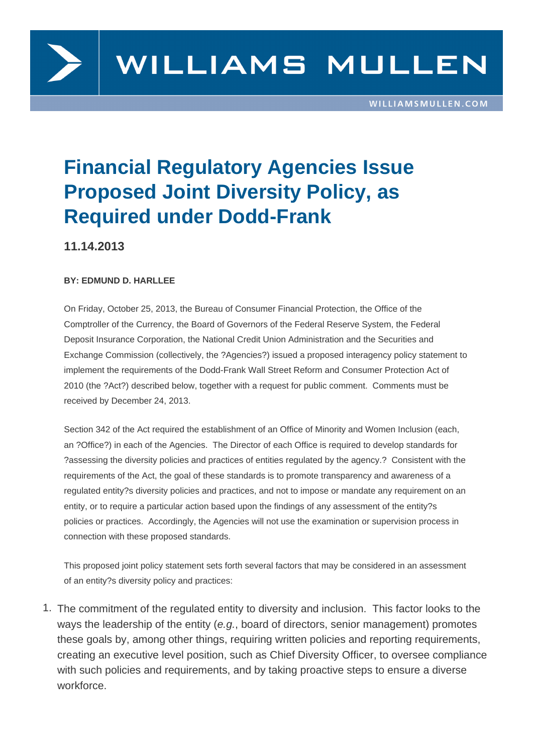# Financial Regulatory Agencies Issue Proposed Joint Diversity Policy, as Required under Dodd-Frank

**11.14.2013**

**BY: EDMUND D. HARLLEE**

On Friday, October 25, 2013, the Bureau of Consumer Financial Protection, the Office of the Comptroller of the Currency, the Board of Governors of the Federal Reserve System, the Federal Deposit Insurance Corporation, the National Credit Union Administration and the Securities and Exchange Commission (collectively, the ?Agencies?) issued a proposed interagency policy statement to implement the requirements of the Dodd-Frank Wall Street Reform and Consumer Protection Act of 2010 (the ?Act?) described below, together with a request for public comment. Comments must be received by December 24, 2013.

Section 342 of the Act required the establishment of an Office of Minority and Women Inclusion (each, an ?Office?) in each of the Agencies. The Director of each Office is required to develop standards for ?assessing the diversity policies and practices of entities regulated by the agency.? Consistent with the requirements of the Act, the goal of these standards is to promote transparency and awareness of a regulated entity?s diversity policies and practices, and not to impose or mandate any requirement on an entity, or to require a particular action based upon the findings of any assessment of the entity?s policies or practices. Accordingly, the Agencies will not use the examination or supervision process in connection with these proposed standards.

This proposed joint policy statement sets forth several factors that may be considered in an assessment of an entity?s diversity policy and practices:

1. The commitment of the regulated entity to diversity and inclusion. This factor looks to the ways the leadership of the entity (*e.g.*, board of directors, senior management) promotes these goals by, among other things, requiring written policies and reporting requirements, creating an executive level position, such as Chief Diversity Officer, to oversee compliance with such policies and requirements, and by taking proactive steps to ensure a diverse workforce.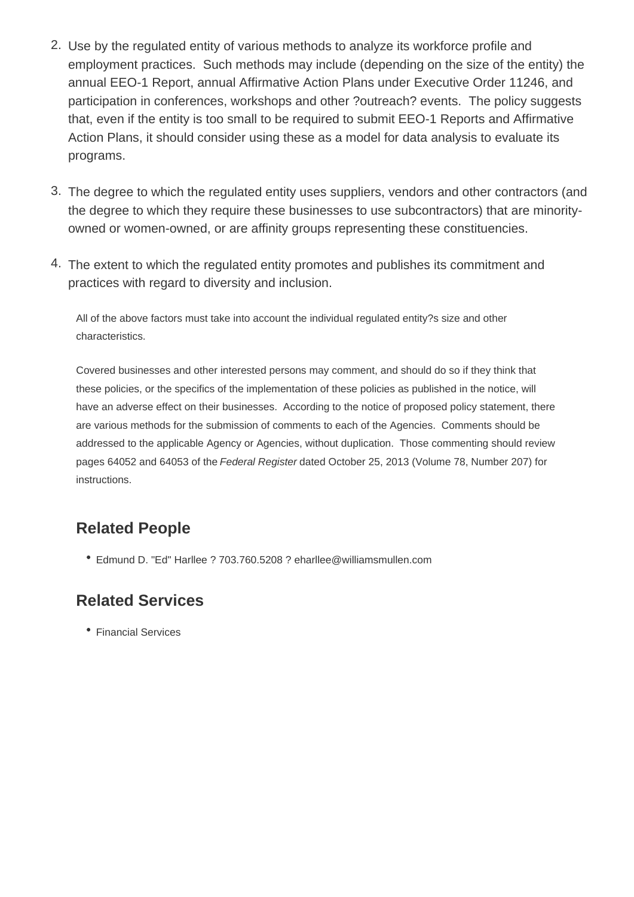2. Use by the regulated entity of various methods to analyze its workforce profile and employment practices.  Such methods may include (depending on the size of the entity) the annual EEO-1 Report, annual Affirmative Action Plans under Executive Order 11246, and participation in conferences, workshops and other ?outreach? events.  The policy suggests that, even if the entity is too small to be required to submit EEO-1 Reports and Affirmative Action Plans, it should consider using these as a model for data analysis to evaluate its programs.

3. The degree to which the regulated entity uses suppliers, vendors and other contractors (and the degree to which they require these businesses to use subcontractors) that are minority-owned or women-owned, or are affinity groups representing these constituencies.

4. The extent to which the regulated entity promotes and publishes its commitment and practices with regard to diversity and inclusion.

All of the above factors must take into account the individual regulated entity?s size and other characteristics.

Covered businesses and other interested persons may comment, and should do so if they think that these policies, or the specifics of the implementation of these policies as published in the notice, will have an adverse effect on their businesses.  According to the notice of proposed policy statement, there are various methods for the submission of comments to each of the Agencies.  Comments should be addressed to the applicable Agency or Agencies, without duplication.  Those commenting should review pages 64052 and 64053 of the *Federal Register* dated October 25, 2013 (Volume 78, Number 207) for instructions.

## Related People

- Edmund D. "Ed" Harllee ? 703.760.5208 ? eharllee@williamsmullen.com

## Related Services

- Financial Services